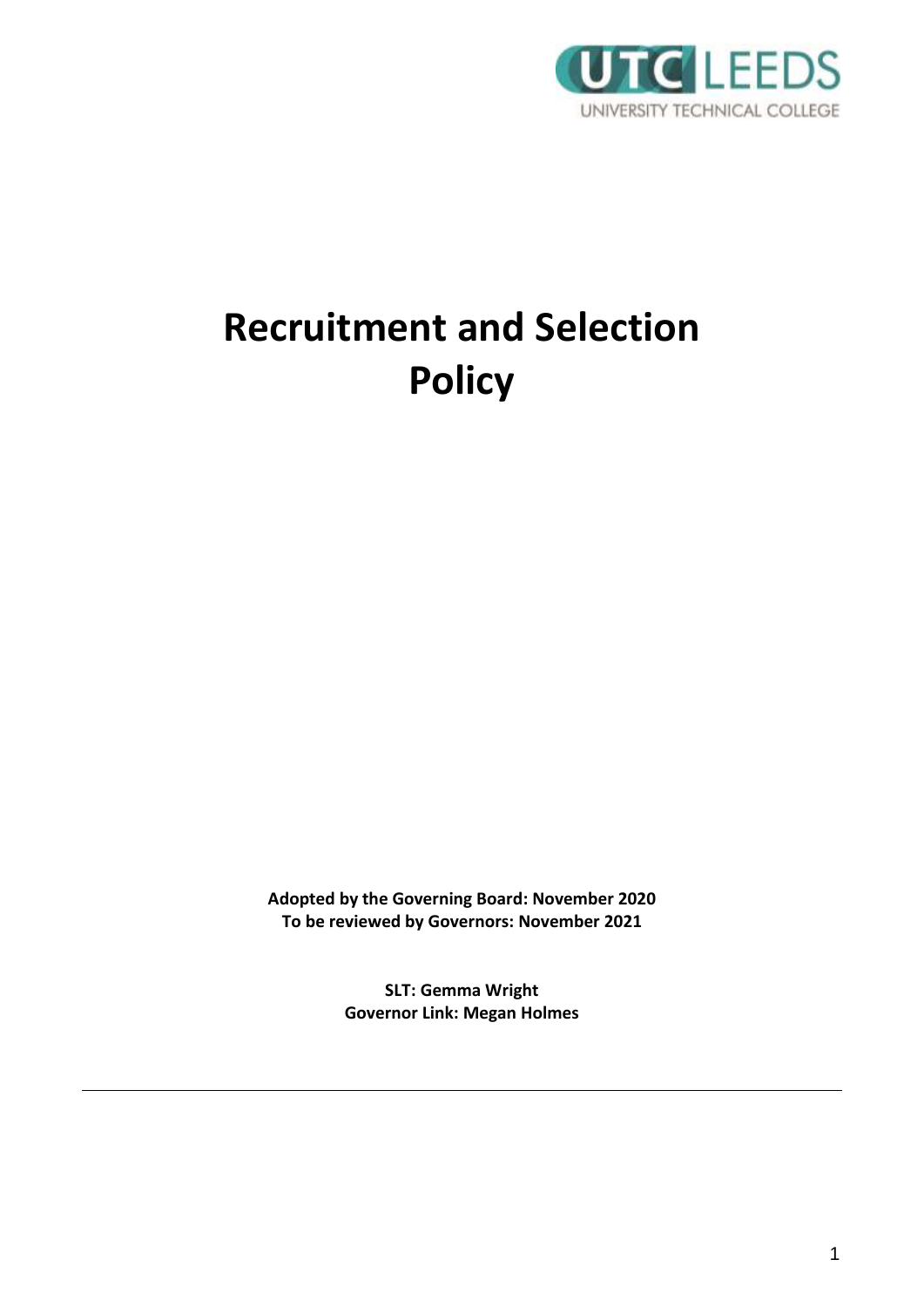UTC LEEDS
UNIVERSITY TECHNICAL COLLEGE

# Recruitment and Selection Policy

**Adopted by the Governing Board: November 2020**
**To be reviewed by Governors: November 2021**

**SLT: Gemma Wright**
**Governor Link: Megan Holmes**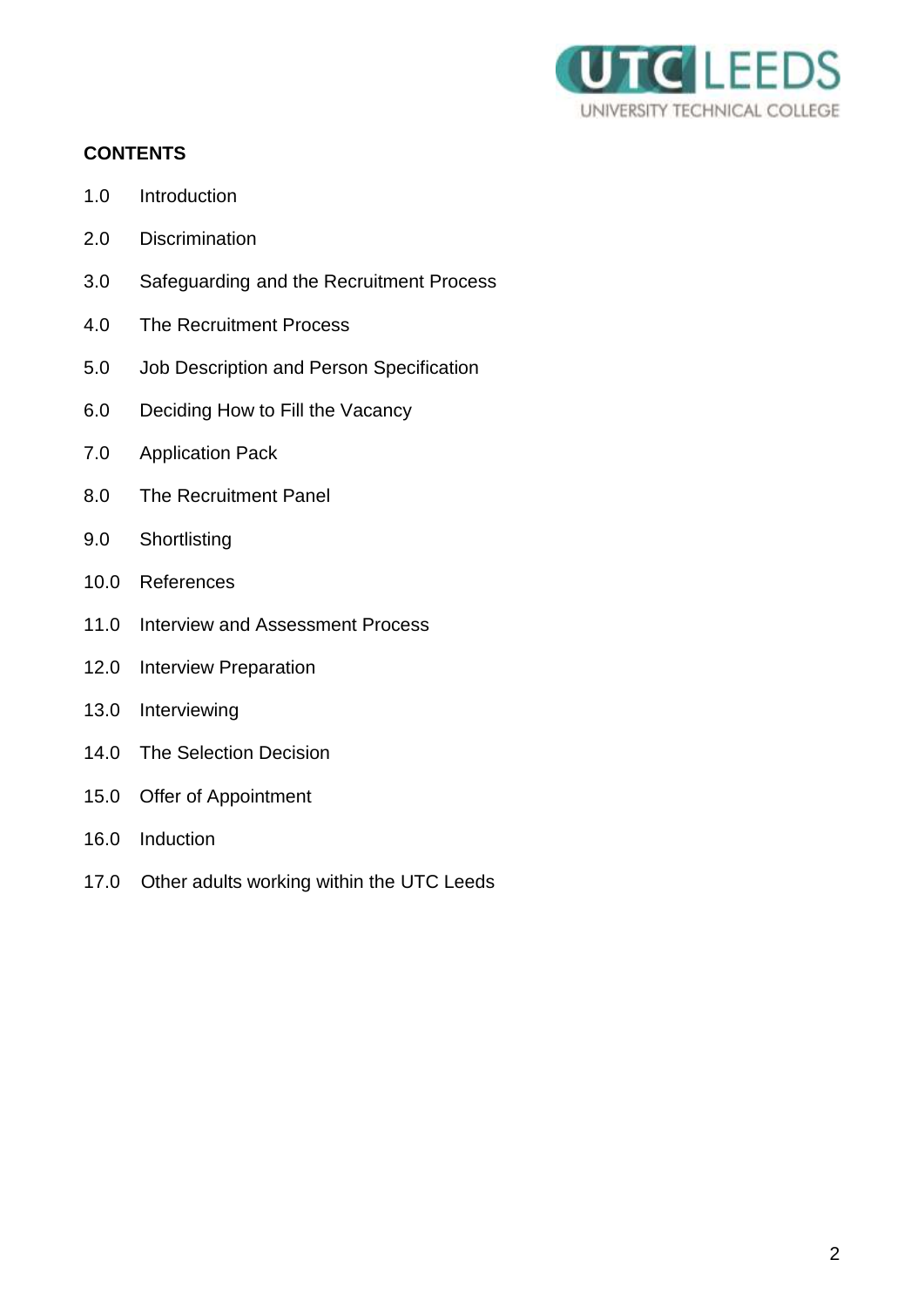## CONTENTS

1.0 Introduction

2.0 Discrimination

3.0 Safeguarding and the Recruitment Process

4.0 The Recruitment Process

5.0 Job Description and Person Specification

6.0 Deciding How to Fill the Vacancy

7.0 Application Pack

8.0 The Recruitment Panel

9.0 Shortlisting

10.0 References

11.0 Interview and Assessment Process

12.0 Interview Preparation

13.0 Interviewing

14.0 The Selection Decision

15.0 Offer of Appointment

16.0 Induction

17.0 Other adults working within the UTC Leeds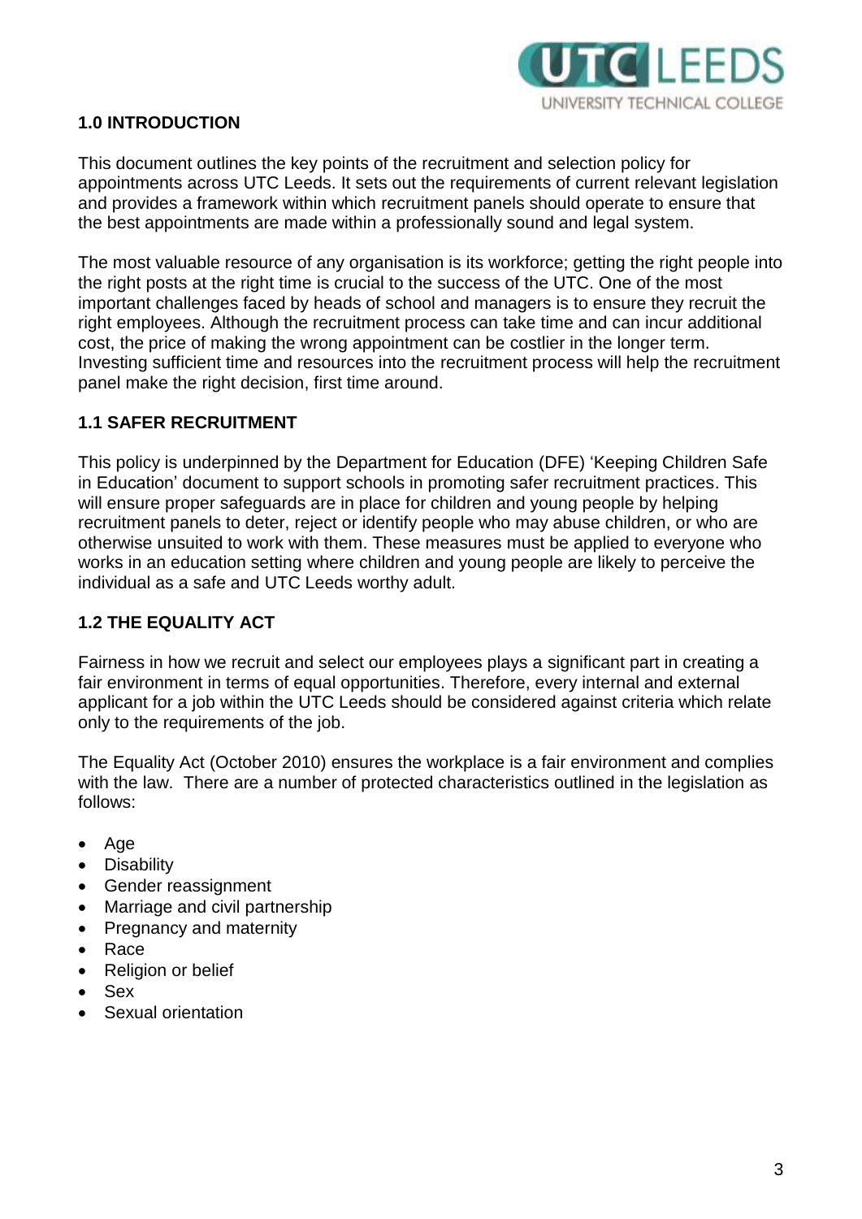## 1.0 INTRODUCTION

This document outlines the key points of the recruitment and selection policy for appointments across UTC Leeds. It sets out the requirements of current relevant legislation and provides a framework within which recruitment panels should operate to ensure that the best appointments are made within a professionally sound and legal system.

The most valuable resource of any organisation is its workforce; getting the right people into the right posts at the right time is crucial to the success of the UTC. One of the most important challenges faced by heads of school and managers is to ensure they recruit the right employees. Although the recruitment process can take time and can incur additional cost, the price of making the wrong appointment can be costlier in the longer term. Investing sufficient time and resources into the recruitment process will help the recruitment panel make the right decision, first time around.

### 1.1 SAFER RECRUITMENT

This policy is underpinned by the Department for Education (DFE) 'Keeping Children Safe in Education' document to support schools in promoting safer recruitment practices. This will ensure proper safeguards are in place for children and young people by helping recruitment panels to deter, reject or identify people who may abuse children, or who are otherwise unsuited to work with them. These measures must be applied to everyone who works in an education setting where children and young people are likely to perceive the individual as a safe and UTC Leeds worthy adult.

### 1.2 THE EQUALITY ACT

Fairness in how we recruit and select our employees plays a significant part in creating a fair environment in terms of equal opportunities. Therefore, every internal and external applicant for a job within the UTC Leeds should be considered against criteria which relate only to the requirements of the job.

The Equality Act (October 2010) ensures the workplace is a fair environment and complies with the law. There are a number of protected characteristics outlined in the legislation as follows:

- Age
- Disability
- Gender reassignment
- Marriage and civil partnership
- Pregnancy and maternity
- Race
- Religion or belief
- Sex
- Sexual orientation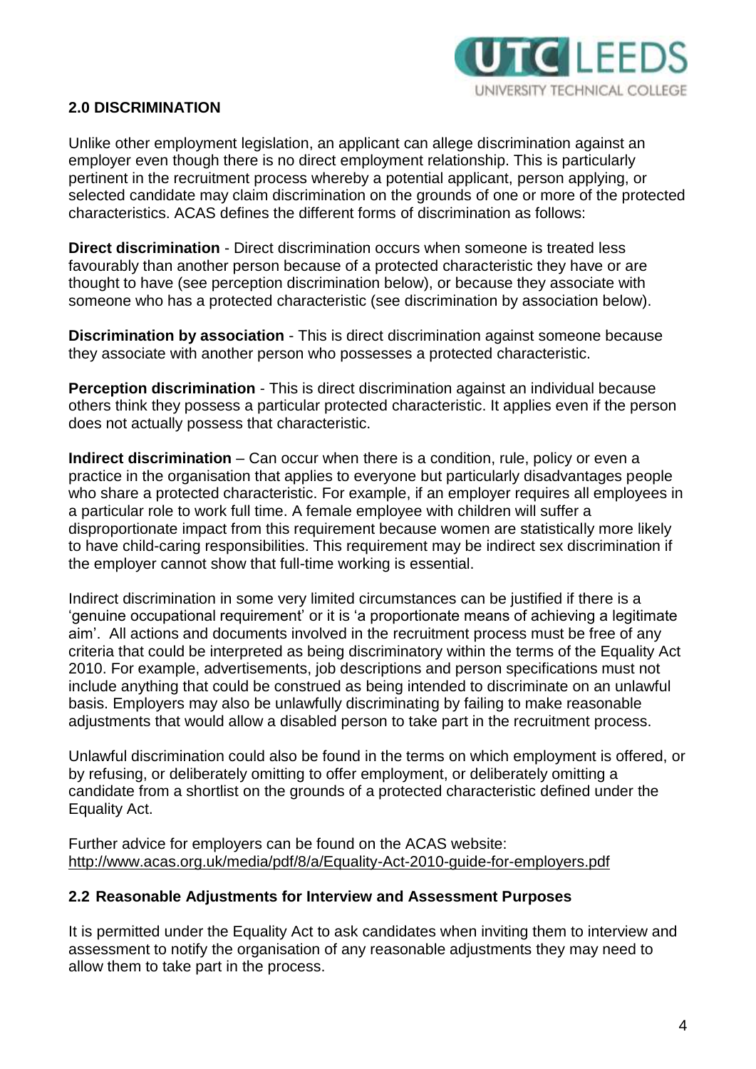## 2.0 DISCRIMINATION

Unlike other employment legislation, an applicant can allege discrimination against an employer even though there is no direct employment relationship. This is particularly pertinent in the recruitment process whereby a potential applicant, person applying, or selected candidate may claim discrimination on the grounds of one or more of the protected characteristics. ACAS defines the different forms of discrimination as follows:

**Direct discrimination** - Direct discrimination occurs when someone is treated less favourably than another person because of a protected characteristic they have or are thought to have (see perception discrimination below), or because they associate with someone who has a protected characteristic (see discrimination by association below).

**Discrimination by association** - This is direct discrimination against someone because they associate with another person who possesses a protected characteristic.

**Perception discrimination** - This is direct discrimination against an individual because others think they possess a particular protected characteristic. It applies even if the person does not actually possess that characteristic.

**Indirect discrimination** – Can occur when there is a condition, rule, policy or even a practice in the organisation that applies to everyone but particularly disadvantages people who share a protected characteristic. For example, if an employer requires all employees in a particular role to work full time. A female employee with children will suffer a disproportionate impact from this requirement because women are statistically more likely to have child-caring responsibilities. This requirement may be indirect sex discrimination if the employer cannot show that full-time working is essential.

Indirect discrimination in some very limited circumstances can be justified if there is a 'genuine occupational requirement' or it is 'a proportionate means of achieving a legitimate aim'. All actions and documents involved in the recruitment process must be free of any criteria that could be interpreted as being discriminatory within the terms of the Equality Act 2010. For example, advertisements, job descriptions and person specifications must not include anything that could be construed as being intended to discriminate on an unlawful basis. Employers may also be unlawfully discriminating by failing to make reasonable adjustments that would allow a disabled person to take part in the recruitment process.

Unlawful discrimination could also be found in the terms on which employment is offered, or by refusing, or deliberately omitting to offer employment, or deliberately omitting a candidate from a shortlist on the grounds of a protected characteristic defined under the Equality Act.

Further advice for employers can be found on the ACAS website:
http://www.acas.org.uk/media/pdf/8/a/Equality-Act-2010-guide-for-employers.pdf

### 2.2 Reasonable Adjustments for Interview and Assessment Purposes

It is permitted under the Equality Act to ask candidates when inviting them to interview and assessment to notify the organisation of any reasonable adjustments they may need to allow them to take part in the process.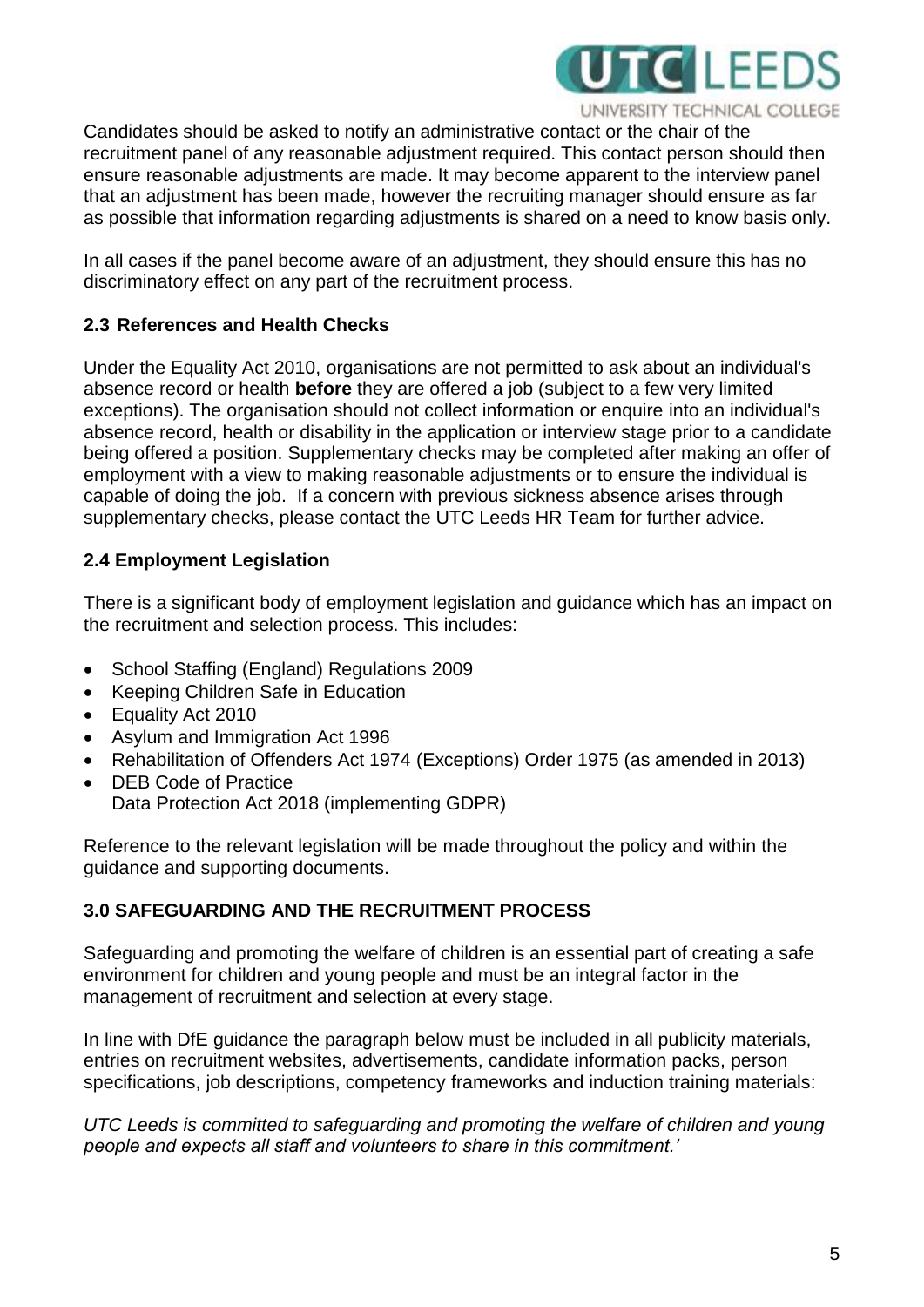Candidates should be asked to notify an administrative contact or the chair of the recruitment panel of any reasonable adjustment required. This contact person should then ensure reasonable adjustments are made. It may become apparent to the interview panel that an adjustment has been made, however the recruiting manager should ensure as far as possible that information regarding adjustments is shared on a need to know basis only.

In all cases if the panel become aware of an adjustment, they should ensure this has no discriminatory effect on any part of the recruitment process.

### 2.3 References and Health Checks

Under the Equality Act 2010, organisations are not permitted to ask about an individual's absence record or health **before** they are offered a job (subject to a few very limited exceptions). The organisation should not collect information or enquire into an individual's absence record, health or disability in the application or interview stage prior to a candidate being offered a position. Supplementary checks may be completed after making an offer of employment with a view to making reasonable adjustments or to ensure the individual is capable of doing the job. If a concern with previous sickness absence arises through supplementary checks, please contact the UTC Leeds HR Team for further advice.

### 2.4 Employment Legislation

There is a significant body of employment legislation and guidance which has an impact on the recruitment and selection process. This includes:

- School Staffing (England) Regulations 2009
- Keeping Children Safe in Education
- Equality Act 2010
- Asylum and Immigration Act 1996
- Rehabilitation of Offenders Act 1974 (Exceptions) Order 1975 (as amended in 2013)
- DEB Code of Practice
  Data Protection Act 2018 (implementing GDPR)

Reference to the relevant legislation will be made throughout the policy and within the guidance and supporting documents.

## 3.0 SAFEGUARDING AND THE RECRUITMENT PROCESS

Safeguarding and promoting the welfare of children is an essential part of creating a safe environment for children and young people and must be an integral factor in the management of recruitment and selection at every stage.

In line with DfE guidance the paragraph below must be included in all publicity materials, entries on recruitment websites, advertisements, candidate information packs, person specifications, job descriptions, competency frameworks and induction training materials:

*UTC Leeds is committed to safeguarding and promoting the welfare of children and young people and expects all staff and volunteers to share in this commitment.'*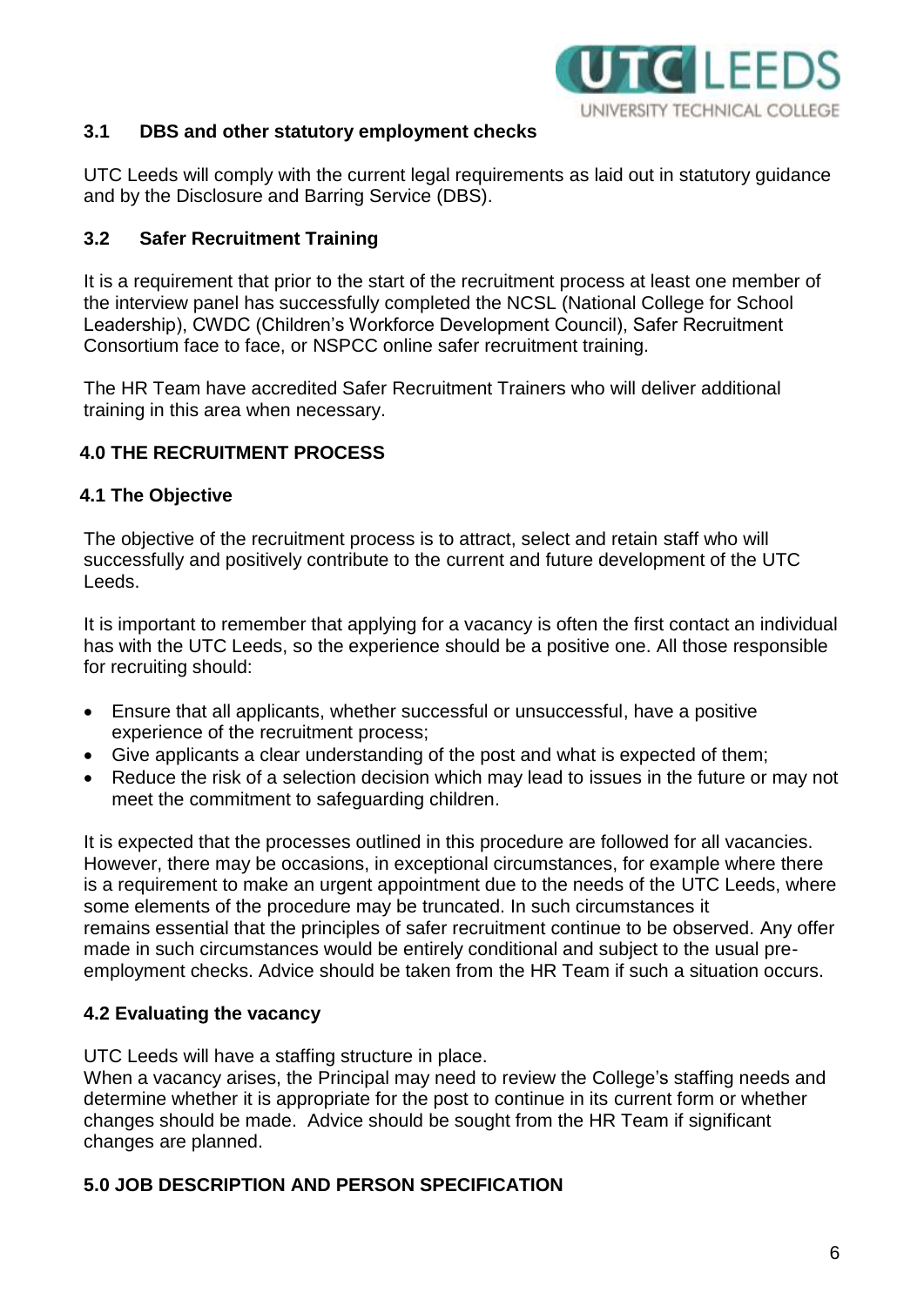### 3.1 DBS and other statutory employment checks

UTC Leeds will comply with the current legal requirements as laid out in statutory guidance and by the Disclosure and Barring Service (DBS).

### 3.2 Safer Recruitment Training

It is a requirement that prior to the start of the recruitment process at least one member of the interview panel has successfully completed the NCSL (National College for School Leadership), CWDC (Children's Workforce Development Council), Safer Recruitment Consortium face to face, or NSPCC online safer recruitment training.

The HR Team have accredited Safer Recruitment Trainers who will deliver additional training in this area when necessary.

## 4.0 THE RECRUITMENT PROCESS

### 4.1 The Objective

The objective of the recruitment process is to attract, select and retain staff who will successfully and positively contribute to the current and future development of the UTC Leeds.

It is important to remember that applying for a vacancy is often the first contact an individual has with the UTC Leeds, so the experience should be a positive one. All those responsible for recruiting should:

- Ensure that all applicants, whether successful or unsuccessful, have a positive experience of the recruitment process;
- Give applicants a clear understanding of the post and what is expected of them;
- Reduce the risk of a selection decision which may lead to issues in the future or may not meet the commitment to safeguarding children.

It is expected that the processes outlined in this procedure are followed for all vacancies. However, there may be occasions, in exceptional circumstances, for example where there is a requirement to make an urgent appointment due to the needs of the UTC Leeds, where some elements of the procedure may be truncated. In such circumstances it remains essential that the principles of safer recruitment continue to be observed. Any offer made in such circumstances would be entirely conditional and subject to the usual pre-employment checks. Advice should be taken from the HR Team if such a situation occurs.

### 4.2 Evaluating the vacancy

UTC Leeds will have a staffing structure in place.
When a vacancy arises, the Principal may need to review the College's staffing needs and determine whether it is appropriate for the post to continue in its current form or whether changes should be made. Advice should be sought from the HR Team if significant changes are planned.

## 5.0 JOB DESCRIPTION AND PERSON SPECIFICATION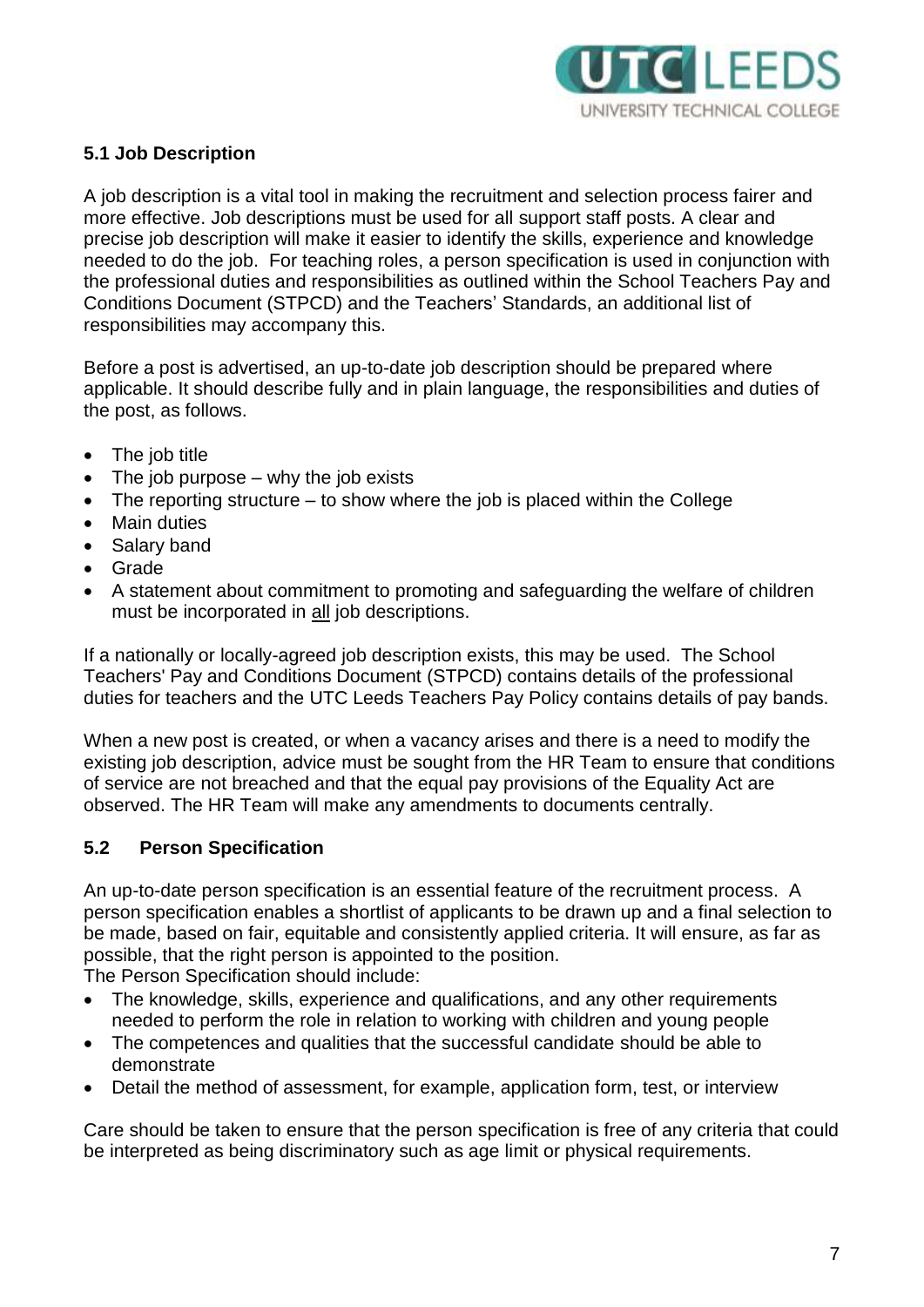### 5.1 Job Description

A job description is a vital tool in making the recruitment and selection process fairer and more effective. Job descriptions must be used for all support staff posts. A clear and precise job description will make it easier to identify the skills, experience and knowledge needed to do the job. For teaching roles, a person specification is used in conjunction with the professional duties and responsibilities as outlined within the School Teachers Pay and Conditions Document (STPCD) and the Teachers' Standards, an additional list of responsibilities may accompany this.

Before a post is advertised, an up-to-date job description should be prepared where applicable. It should describe fully and in plain language, the responsibilities and duties of the post, as follows.

- The job title
- The job purpose – why the job exists
- The reporting structure – to show where the job is placed within the College
- Main duties
- Salary band
- Grade
- A statement about commitment to promoting and safeguarding the welfare of children must be incorporated in all job descriptions.

If a nationally or locally-agreed job description exists, this may be used. The School Teachers' Pay and Conditions Document (STPCD) contains details of the professional duties for teachers and the UTC Leeds Teachers Pay Policy contains details of pay bands.

When a new post is created, or when a vacancy arises and there is a need to modify the existing job description, advice must be sought from the HR Team to ensure that conditions of service are not breached and that the equal pay provisions of the Equality Act are observed. The HR Team will make any amendments to documents centrally.

### 5.2 Person Specification

An up-to-date person specification is an essential feature of the recruitment process. A person specification enables a shortlist of applicants to be drawn up and a final selection to be made, based on fair, equitable and consistently applied criteria. It will ensure, as far as possible, that the right person is appointed to the position.

The Person Specification should include:

- The knowledge, skills, experience and qualifications, and any other requirements needed to perform the role in relation to working with children and young people
- The competences and qualities that the successful candidate should be able to demonstrate
- Detail the method of assessment, for example, application form, test, or interview

Care should be taken to ensure that the person specification is free of any criteria that could be interpreted as being discriminatory such as age limit or physical requirements.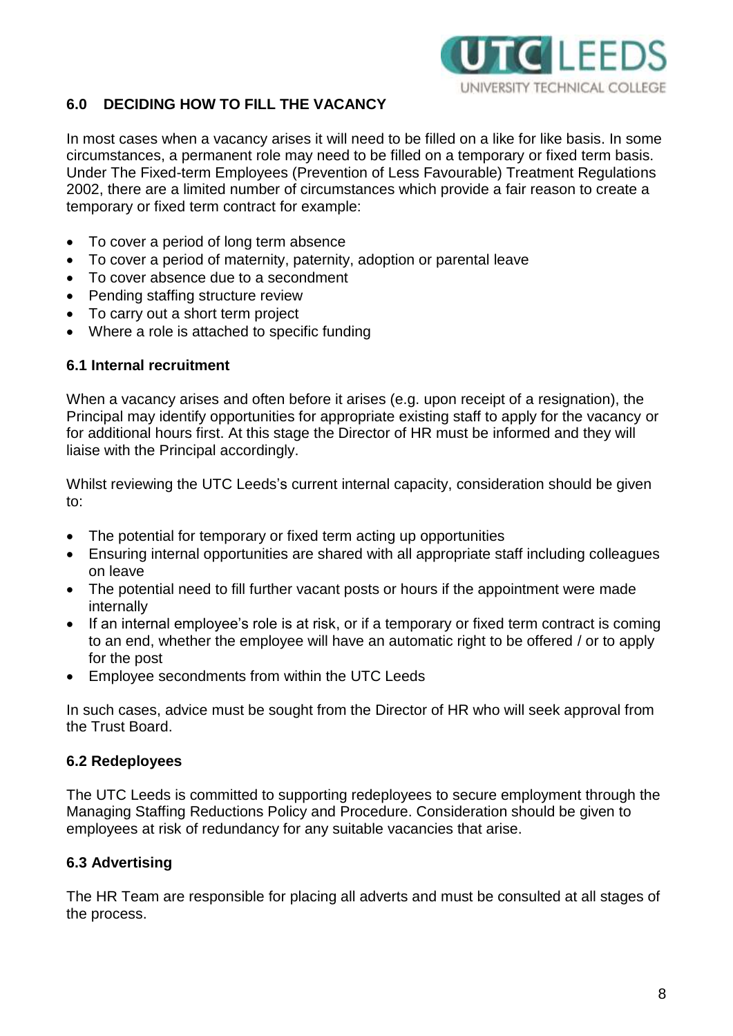## 6.0 DECIDING HOW TO FILL THE VACANCY

In most cases when a vacancy arises it will need to be filled on a like for like basis. In some circumstances, a permanent role may need to be filled on a temporary or fixed term basis. Under The Fixed-term Employees (Prevention of Less Favourable) Treatment Regulations 2002, there are a limited number of circumstances which provide a fair reason to create a temporary or fixed term contract for example:

- To cover a period of long term absence
- To cover a period of maternity, paternity, adoption or parental leave
- To cover absence due to a secondment
- Pending staffing structure review
- To carry out a short term project
- Where a role is attached to specific funding

### 6.1 Internal recruitment

When a vacancy arises and often before it arises (e.g. upon receipt of a resignation), the Principal may identify opportunities for appropriate existing staff to apply for the vacancy or for additional hours first. At this stage the Director of HR must be informed and they will liaise with the Principal accordingly.

Whilst reviewing the UTC Leeds's current internal capacity, consideration should be given to:

- The potential for temporary or fixed term acting up opportunities
- Ensuring internal opportunities are shared with all appropriate staff including colleagues on leave
- The potential need to fill further vacant posts or hours if the appointment were made internally
- If an internal employee's role is at risk, or if a temporary or fixed term contract is coming to an end, whether the employee will have an automatic right to be offered / or to apply for the post
- Employee secondments from within the UTC Leeds

In such cases, advice must be sought from the Director of HR who will seek approval from the Trust Board.

### 6.2 Redeployees

The UTC Leeds is committed to supporting redeployees to secure employment through the Managing Staffing Reductions Policy and Procedure. Consideration should be given to employees at risk of redundancy for any suitable vacancies that arise.

### 6.3 Advertising

The HR Team are responsible for placing all adverts and must be consulted at all stages of the process.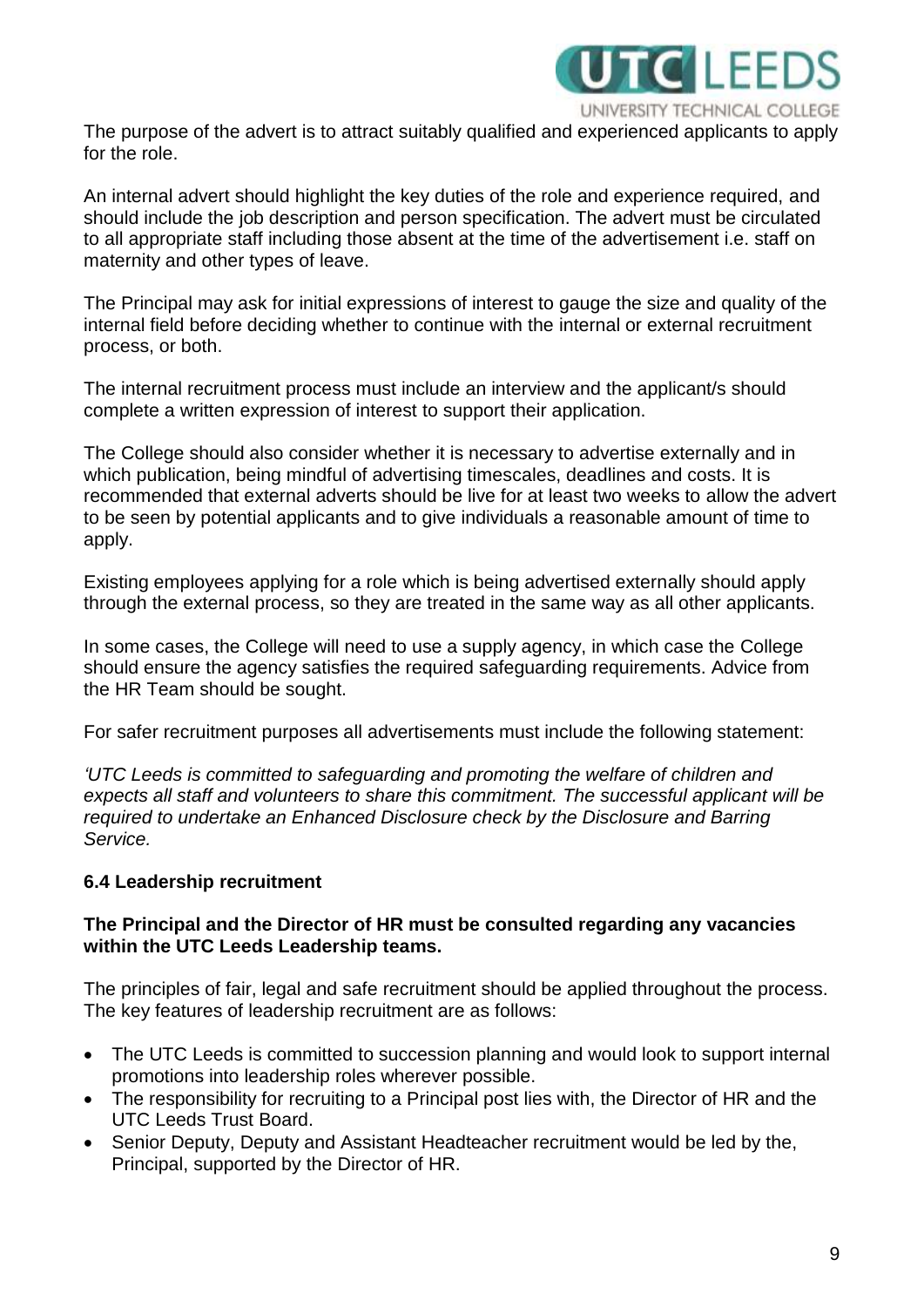The purpose of the advert is to attract suitably qualified and experienced applicants to apply for the role.

An internal advert should highlight the key duties of the role and experience required, and should include the job description and person specification. The advert must be circulated to all appropriate staff including those absent at the time of the advertisement i.e. staff on maternity and other types of leave.

The Principal may ask for initial expressions of interest to gauge the size and quality of the internal field before deciding whether to continue with the internal or external recruitment process, or both.

The internal recruitment process must include an interview and the applicant/s should complete a written expression of interest to support their application.

The College should also consider whether it is necessary to advertise externally and in which publication, being mindful of advertising timescales, deadlines and costs. It is recommended that external adverts should be live for at least two weeks to allow the advert to be seen by potential applicants and to give individuals a reasonable amount of time to apply.

Existing employees applying for a role which is being advertised externally should apply through the external process, so they are treated in the same way as all other applicants.

In some cases, the College will need to use a supply agency, in which case the College should ensure the agency satisfies the required safeguarding requirements. Advice from the HR Team should be sought.

For safer recruitment purposes all advertisements must include the following statement:

*'UTC Leeds is committed to safeguarding and promoting the welfare of children and expects all staff and volunteers to share this commitment. The successful applicant will be required to undertake an Enhanced Disclosure check by the Disclosure and Barring Service.*

### 6.4 Leadership recruitment

**The Principal and the Director of HR must be consulted regarding any vacancies within the UTC Leeds Leadership teams.**

The principles of fair, legal and safe recruitment should be applied throughout the process. The key features of leadership recruitment are as follows:

- The UTC Leeds is committed to succession planning and would look to support internal promotions into leadership roles wherever possible.
- The responsibility for recruiting to a Principal post lies with, the Director of HR and the UTC Leeds Trust Board.
- Senior Deputy, Deputy and Assistant Headteacher recruitment would be led by the, Principal, supported by the Director of HR.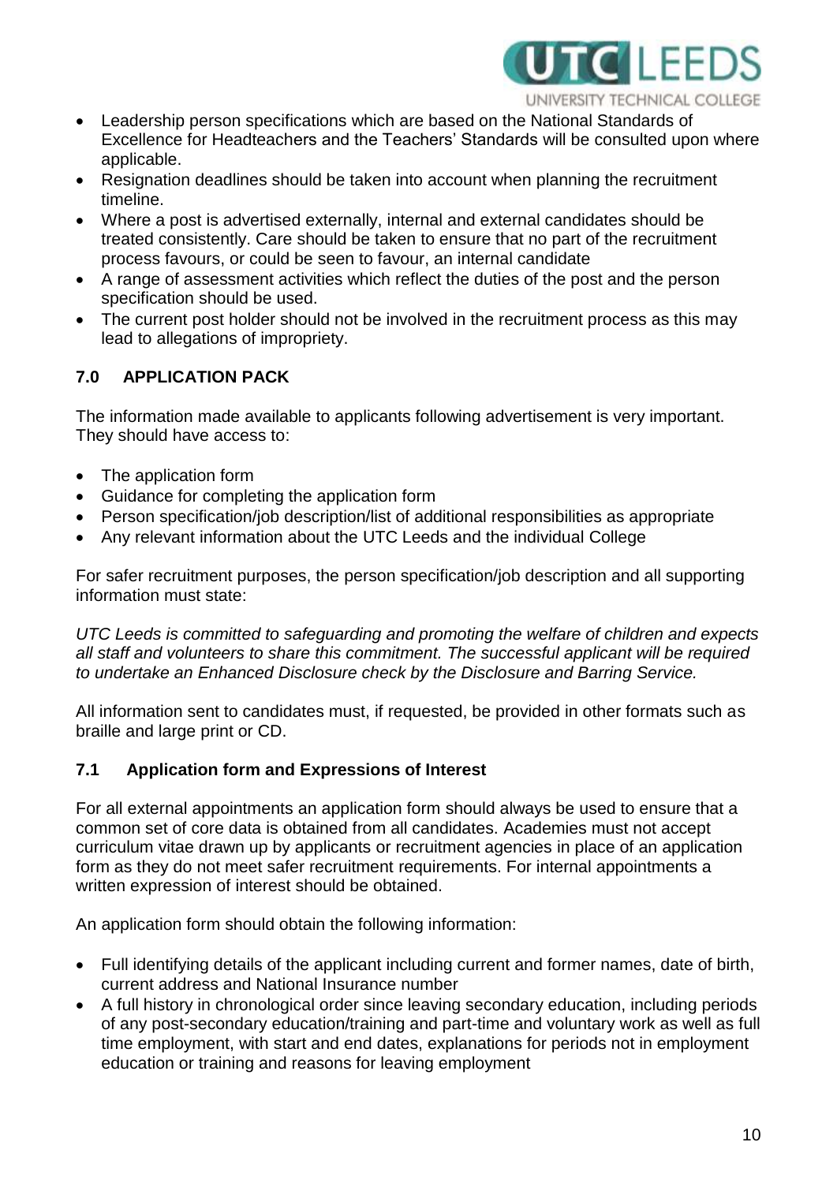- Leadership person specifications which are based on the National Standards of Excellence for Headteachers and the Teachers' Standards will be consulted upon where applicable.
- Resignation deadlines should be taken into account when planning the recruitment timeline.
- Where a post is advertised externally, internal and external candidates should be treated consistently. Care should be taken to ensure that no part of the recruitment process favours, or could be seen to favour, an internal candidate
- A range of assessment activities which reflect the duties of the post and the person specification should be used.
- The current post holder should not be involved in the recruitment process as this may lead to allegations of impropriety.

## 7.0 APPLICATION PACK

The information made available to applicants following advertisement is very important. They should have access to:

- The application form
- Guidance for completing the application form
- Person specification/job description/list of additional responsibilities as appropriate
- Any relevant information about the UTC Leeds and the individual College

For safer recruitment purposes, the person specification/job description and all supporting information must state:

*UTC Leeds is committed to safeguarding and promoting the welfare of children and expects all staff and volunteers to share this commitment. The successful applicant will be required to undertake an Enhanced Disclosure check by the Disclosure and Barring Service.*

All information sent to candidates must, if requested, be provided in other formats such as braille and large print or CD.

### 7.1 Application form and Expressions of Interest

For all external appointments an application form should always be used to ensure that a common set of core data is obtained from all candidates. Academies must not accept curriculum vitae drawn up by applicants or recruitment agencies in place of an application form as they do not meet safer recruitment requirements. For internal appointments a written expression of interest should be obtained.

An application form should obtain the following information:

- Full identifying details of the applicant including current and former names, date of birth, current address and National Insurance number
- A full history in chronological order since leaving secondary education, including periods of any post-secondary education/training and part-time and voluntary work as well as full time employment, with start and end dates, explanations for periods not in employment education or training and reasons for leaving employment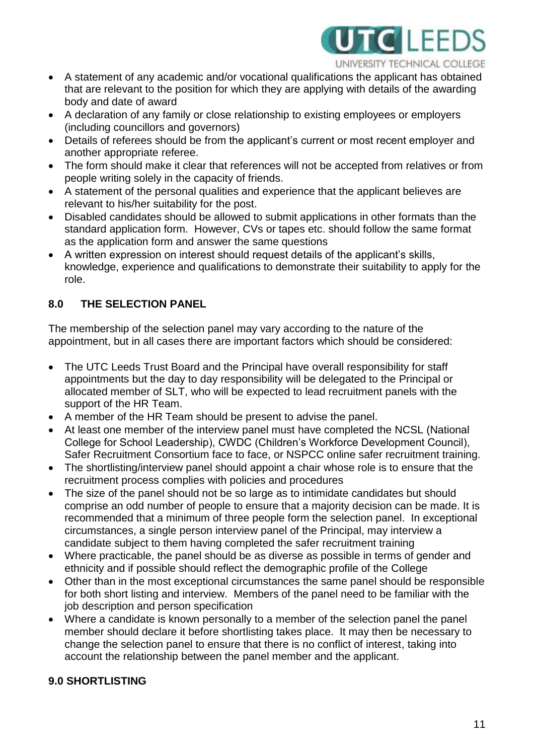- A statement of any academic and/or vocational qualifications the applicant has obtained that are relevant to the position for which they are applying with details of the awarding body and date of award
- A declaration of any family or close relationship to existing employees or employers (including councillors and governors)
- Details of referees should be from the applicant's current or most recent employer and another appropriate referee.
- The form should make it clear that references will not be accepted from relatives or from people writing solely in the capacity of friends.
- A statement of the personal qualities and experience that the applicant believes are relevant to his/her suitability for the post.
- Disabled candidates should be allowed to submit applications in other formats than the standard application form. However, CVs or tapes etc. should follow the same format as the application form and answer the same questions
- A written expression on interest should request details of the applicant's skills, knowledge, experience and qualifications to demonstrate their suitability to apply for the role.

## 8.0 THE SELECTION PANEL

The membership of the selection panel may vary according to the nature of the appointment, but in all cases there are important factors which should be considered:

- The UTC Leeds Trust Board and the Principal have overall responsibility for staff appointments but the day to day responsibility will be delegated to the Principal or allocated member of SLT, who will be expected to lead recruitment panels with the support of the HR Team.
- A member of the HR Team should be present to advise the panel.
- At least one member of the interview panel must have completed the NCSL (National College for School Leadership), CWDC (Children's Workforce Development Council), Safer Recruitment Consortium face to face, or NSPCC online safer recruitment training.
- The shortlisting/interview panel should appoint a chair whose role is to ensure that the recruitment process complies with policies and procedures
- The size of the panel should not be so large as to intimidate candidates but should comprise an odd number of people to ensure that a majority decision can be made. It is recommended that a minimum of three people form the selection panel. In exceptional circumstances, a single person interview panel of the Principal, may interview a candidate subject to them having completed the safer recruitment training
- Where practicable, the panel should be as diverse as possible in terms of gender and ethnicity and if possible should reflect the demographic profile of the College
- Other than in the most exceptional circumstances the same panel should be responsible for both short listing and interview. Members of the panel need to be familiar with the job description and person specification
- Where a candidate is known personally to a member of the selection panel the panel member should declare it before shortlisting takes place. It may then be necessary to change the selection panel to ensure that there is no conflict of interest, taking into account the relationship between the panel member and the applicant.

## 9.0 SHORTLISTING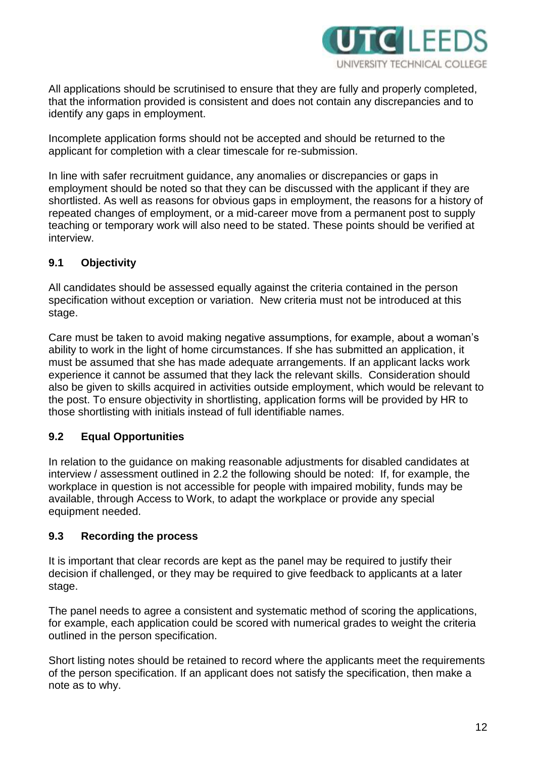All applications should be scrutinised to ensure that they are fully and properly completed, that the information provided is consistent and does not contain any discrepancies and to identify any gaps in employment.

Incomplete application forms should not be accepted and should be returned to the applicant for completion with a clear timescale for re-submission.

In line with safer recruitment guidance, any anomalies or discrepancies or gaps in employment should be noted so that they can be discussed with the applicant if they are shortlisted. As well as reasons for obvious gaps in employment, the reasons for a history of repeated changes of employment, or a mid-career move from a permanent post to supply teaching or temporary work will also need to be stated. These points should be verified at interview.

### 9.1 Objectivity

All candidates should be assessed equally against the criteria contained in the person specification without exception or variation. New criteria must not be introduced at this stage.

Care must be taken to avoid making negative assumptions, for example, about a woman's ability to work in the light of home circumstances. If she has submitted an application, it must be assumed that she has made adequate arrangements. If an applicant lacks work experience it cannot be assumed that they lack the relevant skills. Consideration should also be given to skills acquired in activities outside employment, which would be relevant to the post. To ensure objectivity in shortlisting, application forms will be provided by HR to those shortlisting with initials instead of full identifiable names.

### 9.2 Equal Opportunities

In relation to the guidance on making reasonable adjustments for disabled candidates at interview / assessment outlined in 2.2 the following should be noted: If, for example, the workplace in question is not accessible for people with impaired mobility, funds may be available, through Access to Work, to adapt the workplace or provide any special equipment needed.

### 9.3 Recording the process

It is important that clear records are kept as the panel may be required to justify their decision if challenged, or they may be required to give feedback to applicants at a later stage.

The panel needs to agree a consistent and systematic method of scoring the applications, for example, each application could be scored with numerical grades to weight the criteria outlined in the person specification.

Short listing notes should be retained to record where the applicants meet the requirements of the person specification. If an applicant does not satisfy the specification, then make a note as to why.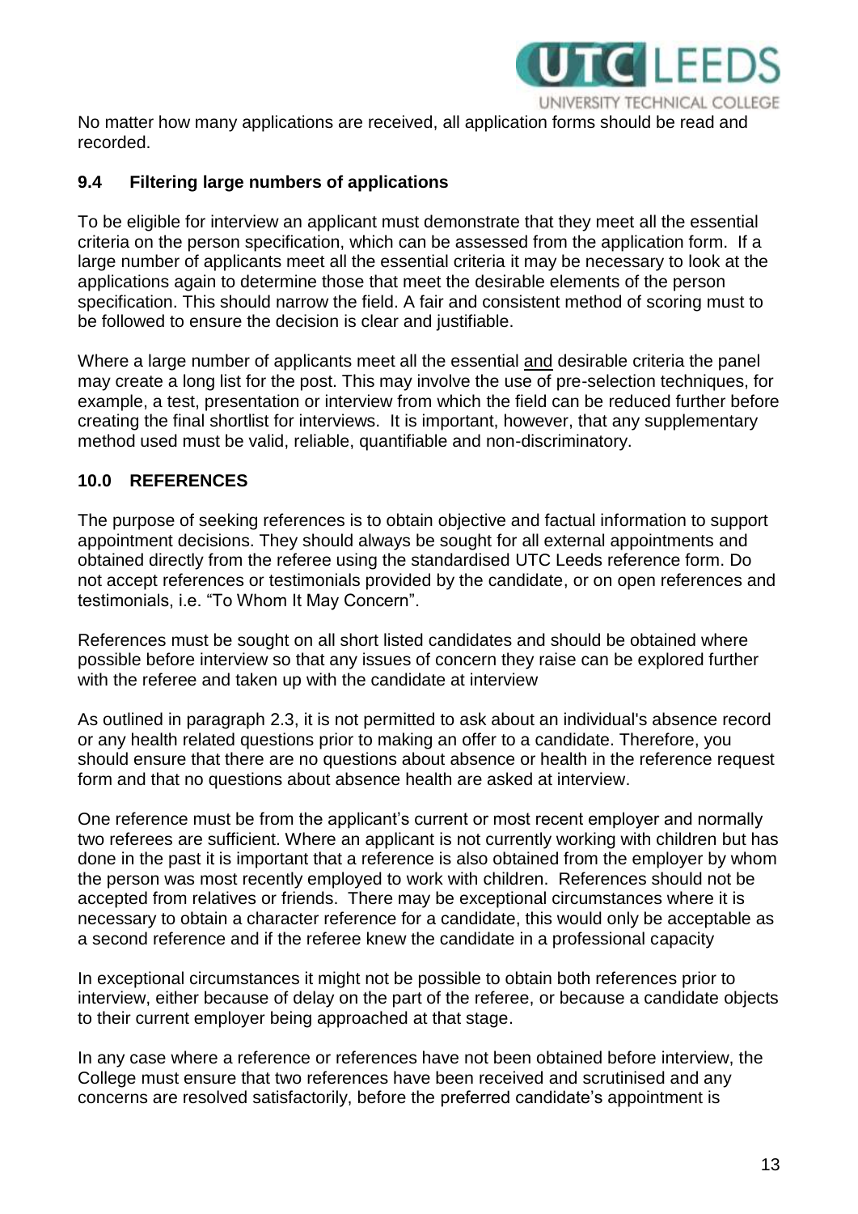No matter how many applications are received, all application forms should be read and recorded.

### 9.4 Filtering large numbers of applications

To be eligible for interview an applicant must demonstrate that they meet all the essential criteria on the person specification, which can be assessed from the application form. If a large number of applicants meet all the essential criteria it may be necessary to look at the applications again to determine those that meet the desirable elements of the person specification. This should narrow the field. A fair and consistent method of scoring must to be followed to ensure the decision is clear and justifiable.

Where a large number of applicants meet all the essential <u>and</u> desirable criteria the panel may create a long list for the post. This may involve the use of pre-selection techniques, for example, a test, presentation or interview from which the field can be reduced further before creating the final shortlist for interviews. It is important, however, that any supplementary method used must be valid, reliable, quantifiable and non-discriminatory.

## 10.0 REFERENCES

The purpose of seeking references is to obtain objective and factual information to support appointment decisions. They should always be sought for all external appointments and obtained directly from the referee using the standardised UTC Leeds reference form. Do not accept references or testimonials provided by the candidate, or on open references and testimonials, i.e. "To Whom It May Concern".

References must be sought on all short listed candidates and should be obtained where possible before interview so that any issues of concern they raise can be explored further with the referee and taken up with the candidate at interview

As outlined in paragraph 2.3, it is not permitted to ask about an individual's absence record or any health related questions prior to making an offer to a candidate. Therefore, you should ensure that there are no questions about absence or health in the reference request form and that no questions about absence health are asked at interview.

One reference must be from the applicant's current or most recent employer and normally two referees are sufficient. Where an applicant is not currently working with children but has done in the past it is important that a reference is also obtained from the employer by whom the person was most recently employed to work with children. References should not be accepted from relatives or friends. There may be exceptional circumstances where it is necessary to obtain a character reference for a candidate, this would only be acceptable as a second reference and if the referee knew the candidate in a professional capacity

In exceptional circumstances it might not be possible to obtain both references prior to interview, either because of delay on the part of the referee, or because a candidate objects to their current employer being approached at that stage.

In any case where a reference or references have not been obtained before interview, the College must ensure that two references have been received and scrutinised and any concerns are resolved satisfactorily, before the preferred candidate's appointment is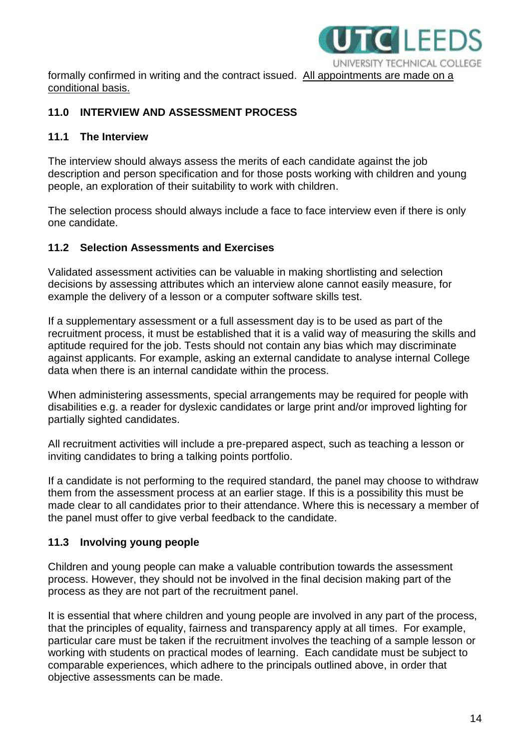formally confirmed in writing and the contract issued. <u>All appointments are made on a conditional basis.</u>

## 11.0 INTERVIEW AND ASSESSMENT PROCESS

### 11.1 The Interview

The interview should always assess the merits of each candidate against the job description and person specification and for those posts working with children and young people, an exploration of their suitability to work with children.

The selection process should always include a face to face interview even if there is only one candidate.

### 11.2 Selection Assessments and Exercises

Validated assessment activities can be valuable in making shortlisting and selection decisions by assessing attributes which an interview alone cannot easily measure, for example the delivery of a lesson or a computer software skills test.

If a supplementary assessment or a full assessment day is to be used as part of the recruitment process, it must be established that it is a valid way of measuring the skills and aptitude required for the job. Tests should not contain any bias which may discriminate against applicants. For example, asking an external candidate to analyse internal College data when there is an internal candidate within the process.

When administering assessments, special arrangements may be required for people with disabilities e.g. a reader for dyslexic candidates or large print and/or improved lighting for partially sighted candidates.

All recruitment activities will include a pre-prepared aspect, such as teaching a lesson or inviting candidates to bring a talking points portfolio.

If a candidate is not performing to the required standard, the panel may choose to withdraw them from the assessment process at an earlier stage. If this is a possibility this must be made clear to all candidates prior to their attendance. Where this is necessary a member of the panel must offer to give verbal feedback to the candidate.

### 11.3 Involving young people

Children and young people can make a valuable contribution towards the assessment process. However, they should not be involved in the final decision making part of the process as they are not part of the recruitment panel.

It is essential that where children and young people are involved in any part of the process, that the principles of equality, fairness and transparency apply at all times. For example, particular care must be taken if the recruitment involves the teaching of a sample lesson or working with students on practical modes of learning. Each candidate must be subject to comparable experiences, which adhere to the principals outlined above, in order that objective assessments can be made.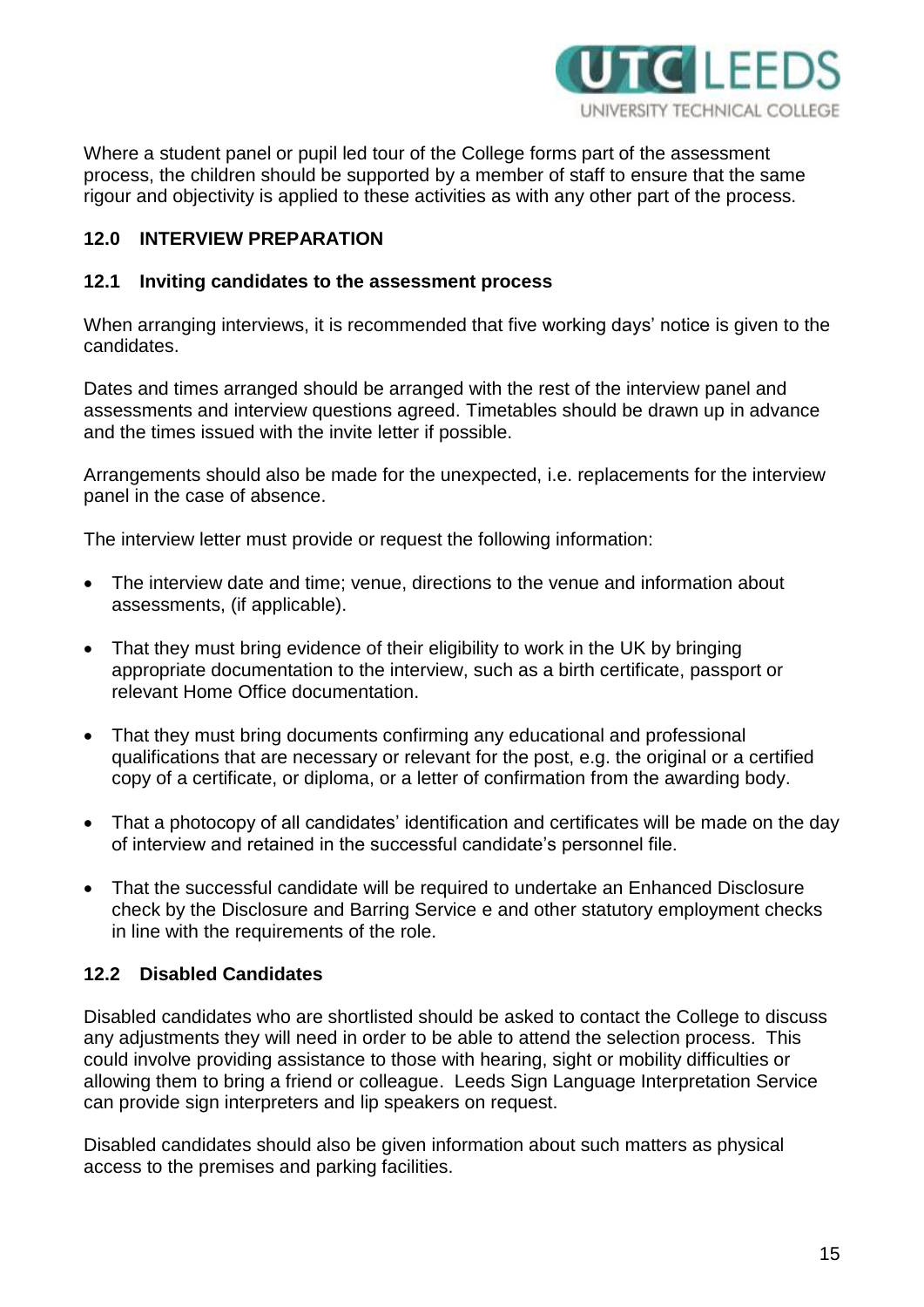Where a student panel or pupil led tour of the College forms part of the assessment process, the children should be supported by a member of staff to ensure that the same rigour and objectivity is applied to these activities as with any other part of the process.

## 12.0 INTERVIEW PREPARATION

### 12.1 Inviting candidates to the assessment process

When arranging interviews, it is recommended that five working days' notice is given to the candidates.

Dates and times arranged should be arranged with the rest of the interview panel and assessments and interview questions agreed. Timetables should be drawn up in advance and the times issued with the invite letter if possible.

Arrangements should also be made for the unexpected, i.e. replacements for the interview panel in the case of absence.

The interview letter must provide or request the following information:

- The interview date and time; venue, directions to the venue and information about assessments, (if applicable).
- That they must bring evidence of their eligibility to work in the UK by bringing appropriate documentation to the interview, such as a birth certificate, passport or relevant Home Office documentation.
- That they must bring documents confirming any educational and professional qualifications that are necessary or relevant for the post, e.g. the original or a certified copy of a certificate, or diploma, or a letter of confirmation from the awarding body.
- That a photocopy of all candidates' identification and certificates will be made on the day of interview and retained in the successful candidate's personnel file.
- That the successful candidate will be required to undertake an Enhanced Disclosure check by the Disclosure and Barring Service e and other statutory employment checks in line with the requirements of the role.

### 12.2 Disabled Candidates

Disabled candidates who are shortlisted should be asked to contact the College to discuss any adjustments they will need in order to be able to attend the selection process. This could involve providing assistance to those with hearing, sight or mobility difficulties or allowing them to bring a friend or colleague. Leeds Sign Language Interpretation Service can provide sign interpreters and lip speakers on request.

Disabled candidates should also be given information about such matters as physical access to the premises and parking facilities.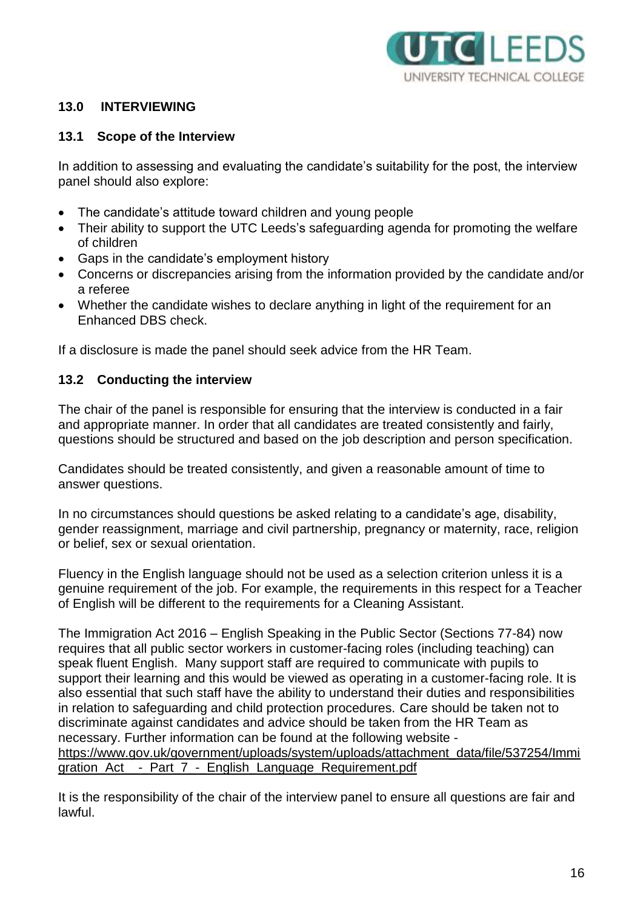## 13.0 INTERVIEWING

### 13.1 Scope of the Interview

In addition to assessing and evaluating the candidate's suitability for the post, the interview panel should also explore:

- The candidate's attitude toward children and young people
- Their ability to support the UTC Leeds's safeguarding agenda for promoting the welfare of children
- Gaps in the candidate's employment history
- Concerns or discrepancies arising from the information provided by the candidate and/or a referee
- Whether the candidate wishes to declare anything in light of the requirement for an Enhanced DBS check.

If a disclosure is made the panel should seek advice from the HR Team.

### 13.2 Conducting the interview

The chair of the panel is responsible for ensuring that the interview is conducted in a fair and appropriate manner. In order that all candidates are treated consistently and fairly, questions should be structured and based on the job description and person specification.

Candidates should be treated consistently, and given a reasonable amount of time to answer questions.

In no circumstances should questions be asked relating to a candidate's age, disability, gender reassignment, marriage and civil partnership, pregnancy or maternity, race, religion or belief, sex or sexual orientation.

Fluency in the English language should not be used as a selection criterion unless it is a genuine requirement of the job. For example, the requirements in this respect for a Teacher of English will be different to the requirements for a Cleaning Assistant.

The Immigration Act 2016 – English Speaking in the Public Sector (Sections 77-84) now requires that all public sector workers in customer-facing roles (including teaching) can speak fluent English. Many support staff are required to communicate with pupils to support their learning and this would be viewed as operating in a customer-facing role. It is also essential that such staff have the ability to understand their duties and responsibilities in relation to safeguarding and child protection procedures. Care should be taken not to discriminate against candidates and advice should be taken from the HR Team as necessary. Further information can be found at the following website - https://www.gov.uk/government/uploads/system/uploads/attachment_data/file/537254/Immigration_Act_-_Part_7_-_English_Language_Requirement.pdf

It is the responsibility of the chair of the interview panel to ensure all questions are fair and lawful.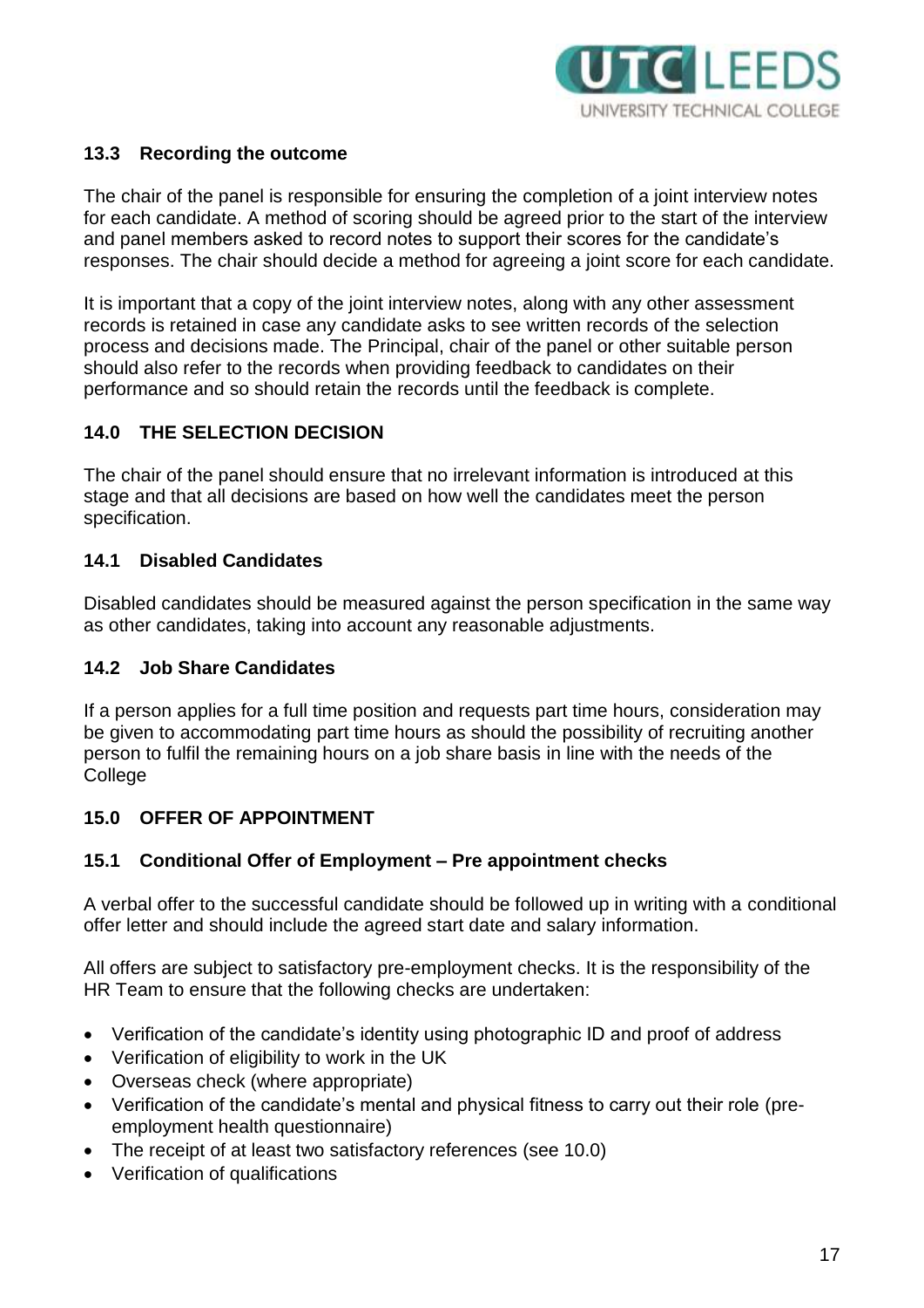### 13.3 Recording the outcome

The chair of the panel is responsible for ensuring the completion of a joint interview notes for each candidate. A method of scoring should be agreed prior to the start of the interview and panel members asked to record notes to support their scores for the candidate's responses. The chair should decide a method for agreeing a joint score for each candidate.

It is important that a copy of the joint interview notes, along with any other assessment records is retained in case any candidate asks to see written records of the selection process and decisions made. The Principal, chair of the panel or other suitable person should also refer to the records when providing feedback to candidates on their performance and so should retain the records until the feedback is complete.

## 14.0 THE SELECTION DECISION

The chair of the panel should ensure that no irrelevant information is introduced at this stage and that all decisions are based on how well the candidates meet the person specification.

### 14.1 Disabled Candidates

Disabled candidates should be measured against the person specification in the same way as other candidates, taking into account any reasonable adjustments.

### 14.2 Job Share Candidates

If a person applies for a full time position and requests part time hours, consideration may be given to accommodating part time hours as should the possibility of recruiting another person to fulfil the remaining hours on a job share basis in line with the needs of the College

## 15.0 OFFER OF APPOINTMENT

### 15.1 Conditional Offer of Employment – Pre appointment checks

A verbal offer to the successful candidate should be followed up in writing with a conditional offer letter and should include the agreed start date and salary information.

All offers are subject to satisfactory pre-employment checks. It is the responsibility of the HR Team to ensure that the following checks are undertaken:

- Verification of the candidate's identity using photographic ID and proof of address
- Verification of eligibility to work in the UK
- Overseas check (where appropriate)
- Verification of the candidate's mental and physical fitness to carry out their role (pre-employment health questionnaire)
- The receipt of at least two satisfactory references (see 10.0)
- Verification of qualifications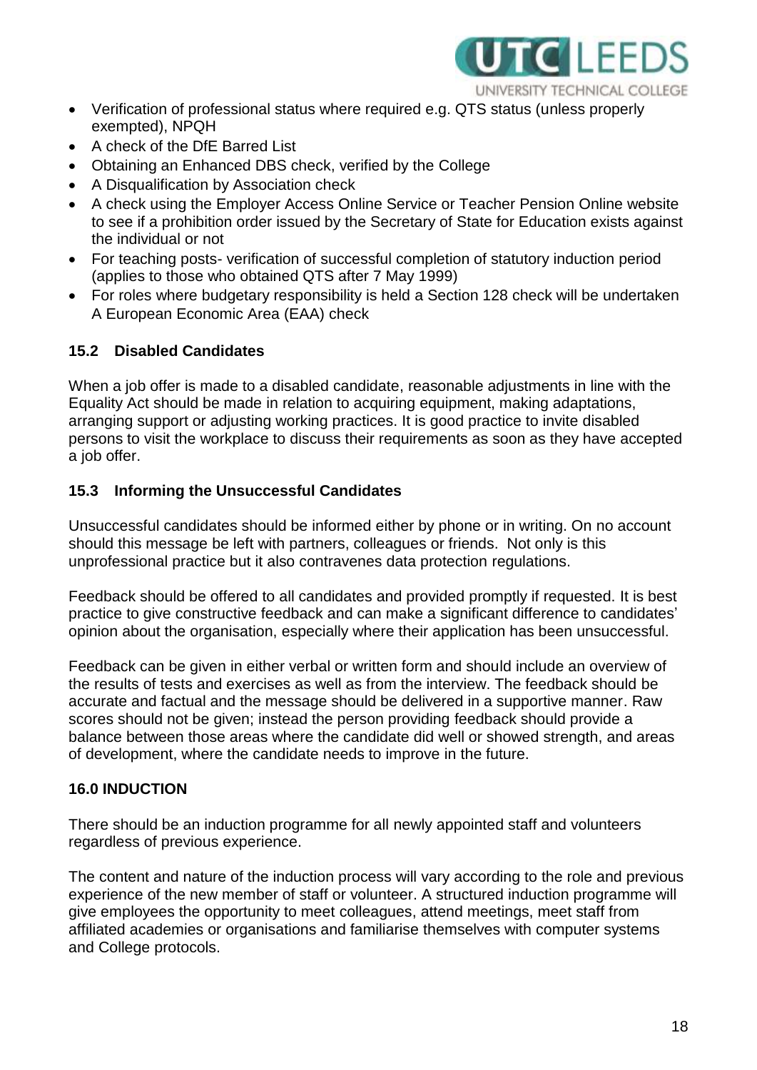- Verification of professional status where required e.g. QTS status (unless properly exempted), NPQH
- A check of the DfE Barred List
- Obtaining an Enhanced DBS check, verified by the College
- A Disqualification by Association check
- A check using the Employer Access Online Service or Teacher Pension Online website to see if a prohibition order issued by the Secretary of State for Education exists against the individual or not
- For teaching posts- verification of successful completion of statutory induction period (applies to those who obtained QTS after 7 May 1999)
- For roles where budgetary responsibility is held a Section 128 check will be undertaken A European Economic Area (EAA) check

### 15.2 Disabled Candidates

When a job offer is made to a disabled candidate, reasonable adjustments in line with the Equality Act should be made in relation to acquiring equipment, making adaptations, arranging support or adjusting working practices. It is good practice to invite disabled persons to visit the workplace to discuss their requirements as soon as they have accepted a job offer.

### 15.3 Informing the Unsuccessful Candidates

Unsuccessful candidates should be informed either by phone or in writing. On no account should this message be left with partners, colleagues or friends. Not only is this unprofessional practice but it also contravenes data protection regulations.

Feedback should be offered to all candidates and provided promptly if requested. It is best practice to give constructive feedback and can make a significant difference to candidates' opinion about the organisation, especially where their application has been unsuccessful.

Feedback can be given in either verbal or written form and should include an overview of the results of tests and exercises as well as from the interview. The feedback should be accurate and factual and the message should be delivered in a supportive manner. Raw scores should not be given; instead the person providing feedback should provide a balance between those areas where the candidate did well or showed strength, and areas of development, where the candidate needs to improve in the future.

## 16.0 INDUCTION

There should be an induction programme for all newly appointed staff and volunteers regardless of previous experience.

The content and nature of the induction process will vary according to the role and previous experience of the new member of staff or volunteer. A structured induction programme will give employees the opportunity to meet colleagues, attend meetings, meet staff from affiliated academies or organisations and familiarise themselves with computer systems and College protocols.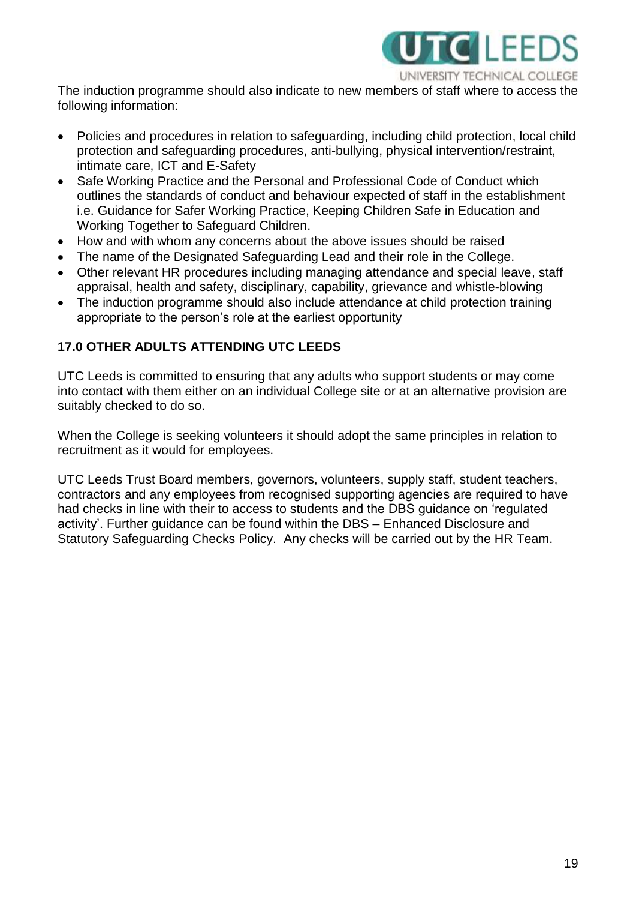The induction programme should also indicate to new members of staff where to access the following information:

- Policies and procedures in relation to safeguarding, including child protection, local child protection and safeguarding procedures, anti-bullying, physical intervention/restraint, intimate care, ICT and E-Safety
- Safe Working Practice and the Personal and Professional Code of Conduct which outlines the standards of conduct and behaviour expected of staff in the establishment i.e. Guidance for Safer Working Practice, Keeping Children Safe in Education and Working Together to Safeguard Children.
- How and with whom any concerns about the above issues should be raised
- The name of the Designated Safeguarding Lead and their role in the College.
- Other relevant HR procedures including managing attendance and special leave, staff appraisal, health and safety, disciplinary, capability, grievance and whistle-blowing
- The induction programme should also include attendance at child protection training appropriate to the person's role at the earliest opportunity

## 17.0 OTHER ADULTS ATTENDING UTC LEEDS

UTC Leeds is committed to ensuring that any adults who support students or may come into contact with them either on an individual College site or at an alternative provision are suitably checked to do so.

When the College is seeking volunteers it should adopt the same principles in relation to recruitment as it would for employees.

UTC Leeds Trust Board members, governors, volunteers, supply staff, student teachers, contractors and any employees from recognised supporting agencies are required to have had checks in line with their to access to students and the DBS guidance on 'regulated activity'. Further guidance can be found within the DBS – Enhanced Disclosure and Statutory Safeguarding Checks Policy. Any checks will be carried out by the HR Team.